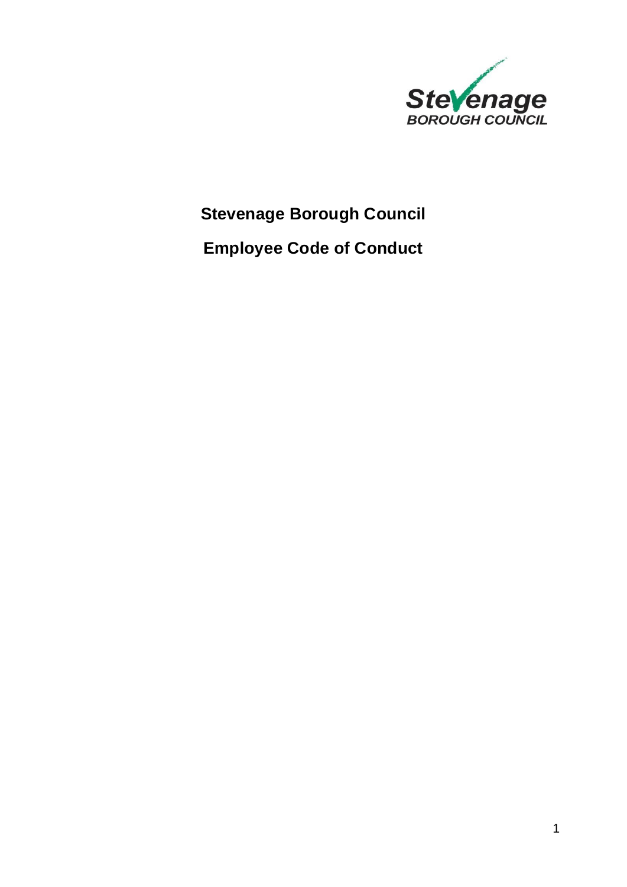# Stevenage Borough Council

# Employee Code of Conduct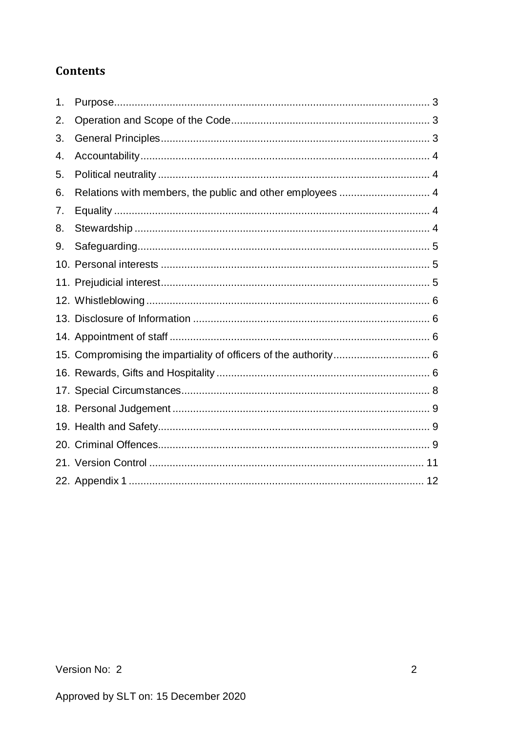## Contents

1. Purpose .......... 3
2. Operation and Scope of the Code .......... 3
3. General Principles .......... 3
4. Accountability .......... 4
5. Political neutrality .......... 4
6. Relations with members, the public and other employees .......... 4
7. Equality .......... 4
8. Stewardship .......... 4
9. Safeguarding .......... 5
10. Personal interests .......... 5
11. Prejudicial interest .......... 5
12. Whistleblowing .......... 6
13. Disclosure of Information .......... 6
14. Appointment of staff .......... 6
15. Compromising the impartiality of officers of the authority .......... 6
16. Rewards, Gifts and Hospitality .......... 6
17. Special Circumstances .......... 8
18. Personal Judgement .......... 9
19. Health and Safety .......... 9
20. Criminal Offences .......... 9
21. Version Control .......... 11
22. Appendix 1 .......... 12

Version No: 2

Approved by SLT on: 15 December 2020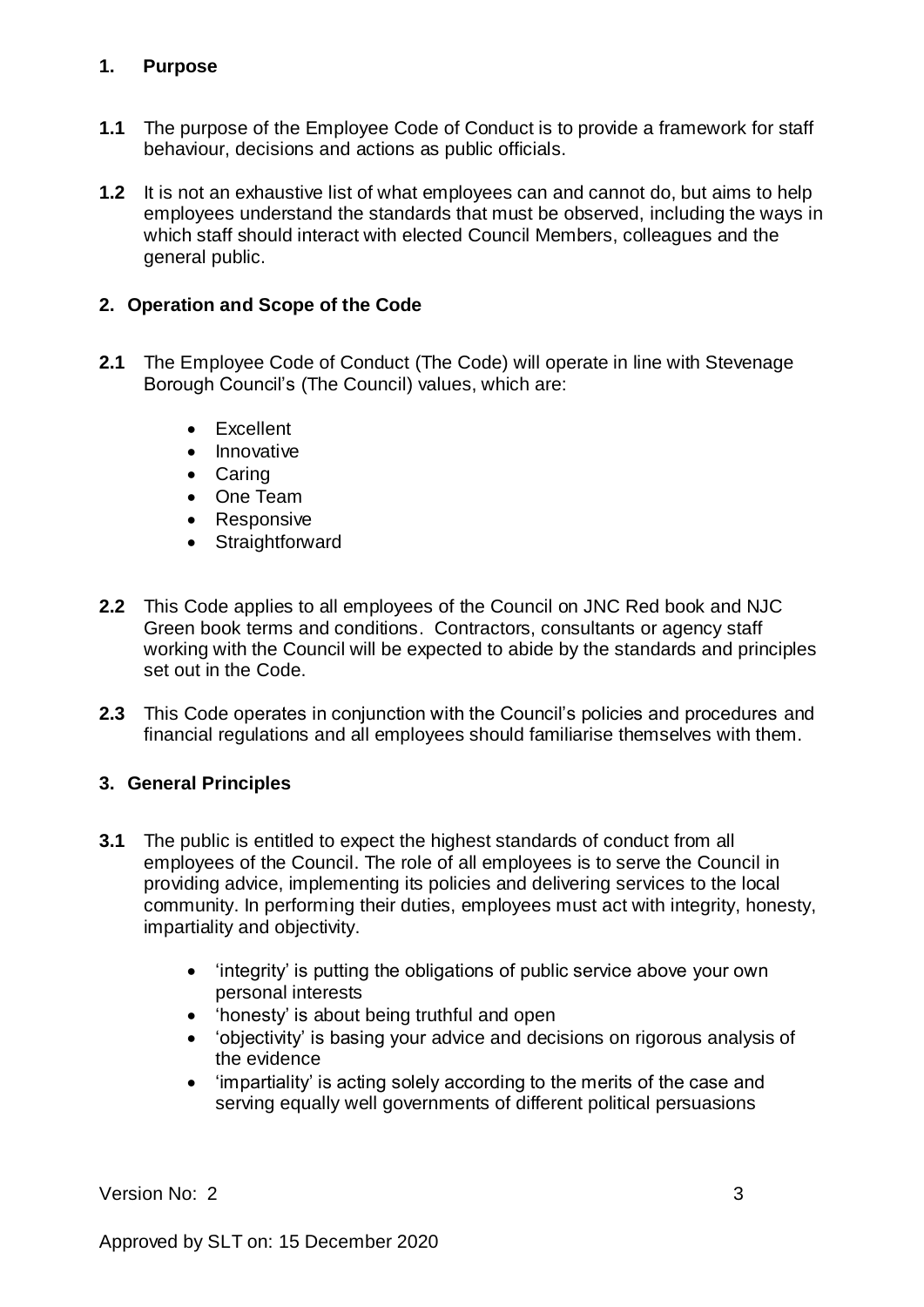## 1. Purpose

**1.1** The purpose of the Employee Code of Conduct is to provide a framework for staff behaviour, decisions and actions as public officials.

**1.2** It is not an exhaustive list of what employees can and cannot do, but aims to help employees understand the standards that must be observed, including the ways in which staff should interact with elected Council Members, colleagues and the general public.

## 2. Operation and Scope of the Code

**2.1** The Employee Code of Conduct (The Code) will operate in line with Stevenage Borough Council's (The Council) values, which are:

- Excellent
- Innovative
- Caring
- One Team
- Responsive
- Straightforward

**2.2** This Code applies to all employees of the Council on JNC Red book and NJC Green book terms and conditions. Contractors, consultants or agency staff working with the Council will be expected to abide by the standards and principles set out in the Code.

**2.3** This Code operates in conjunction with the Council's policies and procedures and financial regulations and all employees should familiarise themselves with them.

## 3. General Principles

**3.1** The public is entitled to expect the highest standards of conduct from all employees of the Council. The role of all employees is to serve the Council in providing advice, implementing its policies and delivering services to the local community. In performing their duties, employees must act with integrity, honesty, impartiality and objectivity.

- 'integrity' is putting the obligations of public service above your own personal interests
- 'honesty' is about being truthful and open
- 'objectivity' is basing your advice and decisions on rigorous analysis of the evidence
- 'impartiality' is acting solely according to the merits of the case and serving equally well governments of different political persuasions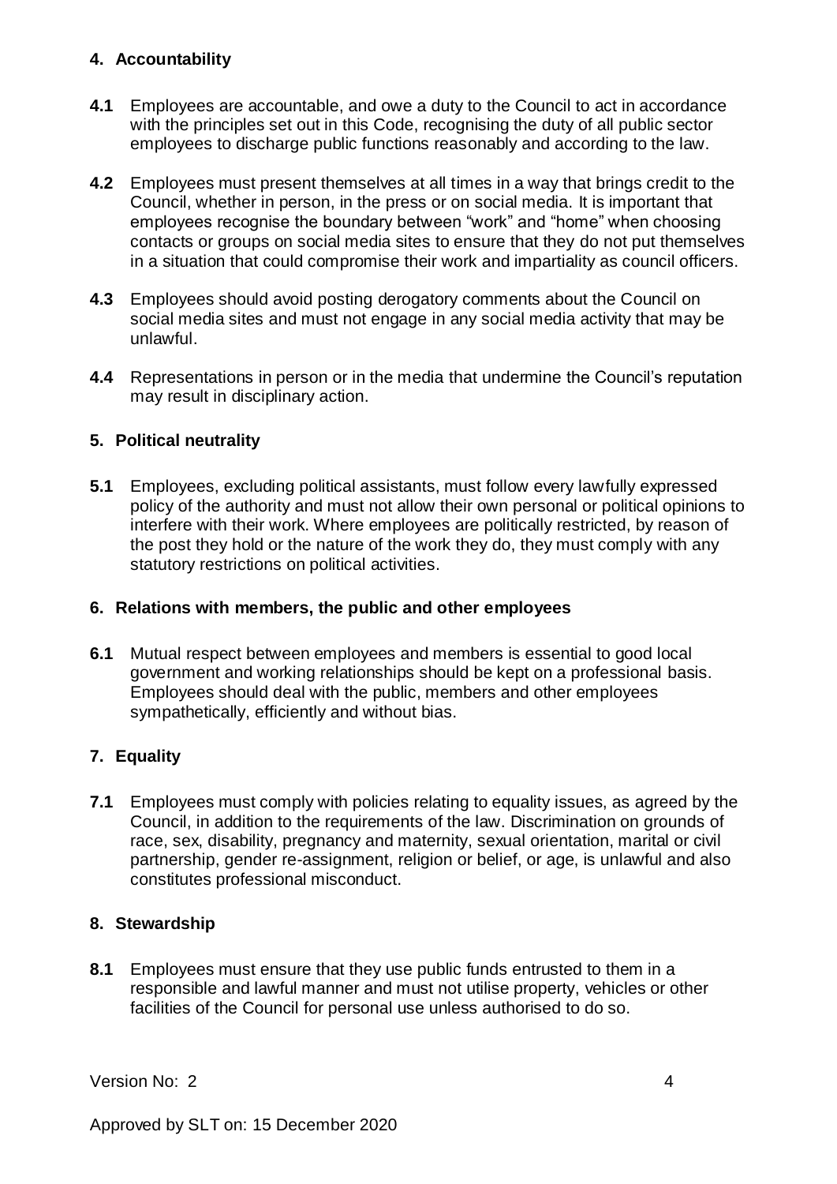## 4. Accountability

**4.1** Employees are accountable, and owe a duty to the Council to act in accordance with the principles set out in this Code, recognising the duty of all public sector employees to discharge public functions reasonably and according to the law.

**4.2** Employees must present themselves at all times in a way that brings credit to the Council, whether in person, in the press or on social media. It is important that employees recognise the boundary between "work" and "home" when choosing contacts or groups on social media sites to ensure that they do not put themselves in a situation that could compromise their work and impartiality as council officers.

**4.3** Employees should avoid posting derogatory comments about the Council on social media sites and must not engage in any social media activity that may be unlawful.

**4.4** Representations in person or in the media that undermine the Council's reputation may result in disciplinary action.

## 5. Political neutrality

**5.1** Employees, excluding political assistants, must follow every lawfully expressed policy of the authority and must not allow their own personal or political opinions to interfere with their work. Where employees are politically restricted, by reason of the post they hold or the nature of the work they do, they must comply with any statutory restrictions on political activities.

## 6. Relations with members, the public and other employees

**6.1** Mutual respect between employees and members is essential to good local government and working relationships should be kept on a professional basis. Employees should deal with the public, members and other employees sympathetically, efficiently and without bias.

## 7. Equality

**7.1** Employees must comply with policies relating to equality issues, as agreed by the Council, in addition to the requirements of the law. Discrimination on grounds of race, sex, disability, pregnancy and maternity, sexual orientation, marital or civil partnership, gender re-assignment, religion or belief, or age, is unlawful and also constitutes professional misconduct.

## 8. Stewardship

**8.1** Employees must ensure that they use public funds entrusted to them in a responsible and lawful manner and must not utilise property, vehicles or other facilities of the Council for personal use unless authorised to do so.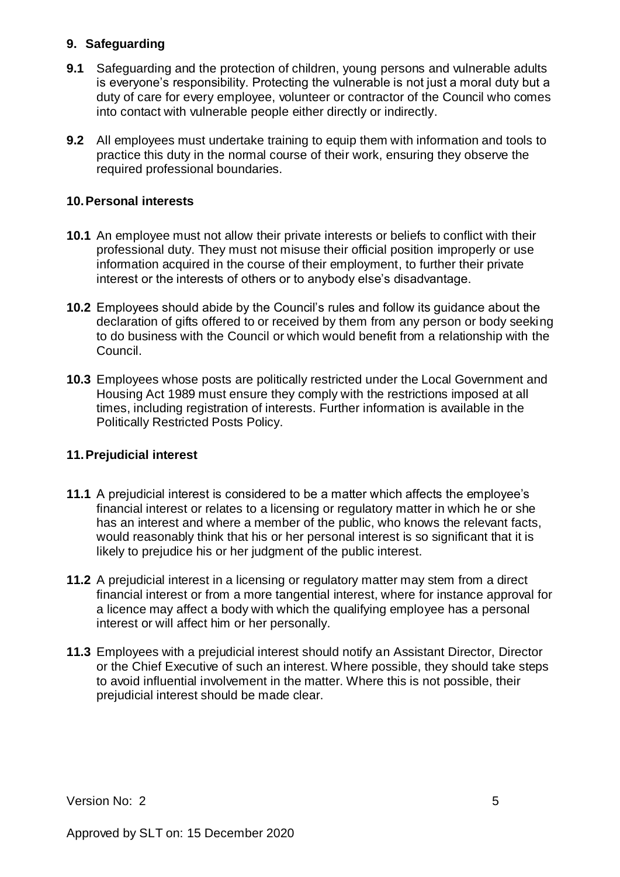## 9. Safeguarding

**9.1** Safeguarding and the protection of children, young persons and vulnerable adults is everyone's responsibility. Protecting the vulnerable is not just a moral duty but a duty of care for every employee, volunteer or contractor of the Council who comes into contact with vulnerable people either directly or indirectly.

**9.2** All employees must undertake training to equip them with information and tools to practice this duty in the normal course of their work, ensuring they observe the required professional boundaries.

## 10. Personal interests

**10.1** An employee must not allow their private interests or beliefs to conflict with their professional duty. They must not misuse their official position improperly or use information acquired in the course of their employment, to further their private interest or the interests of others or to anybody else's disadvantage.

**10.2** Employees should abide by the Council's rules and follow its guidance about the declaration of gifts offered to or received by them from any person or body seeking to do business with the Council or which would benefit from a relationship with the Council.

**10.3** Employees whose posts are politically restricted under the Local Government and Housing Act 1989 must ensure they comply with the restrictions imposed at all times, including registration of interests. Further information is available in the Politically Restricted Posts Policy.

## 11. Prejudicial interest

**11.1** A prejudicial interest is considered to be a matter which affects the employee's financial interest or relates to a licensing or regulatory matter in which he or she has an interest and where a member of the public, who knows the relevant facts, would reasonably think that his or her personal interest is so significant that it is likely to prejudice his or her judgment of the public interest.

**11.2** A prejudicial interest in a licensing or regulatory matter may stem from a direct financial interest or from a more tangential interest, where for instance approval for a licence may affect a body with which the qualifying employee has a personal interest or will affect him or her personally.

**11.3** Employees with a prejudicial interest should notify an Assistant Director, Director or the Chief Executive of such an interest. Where possible, they should take steps to avoid influential involvement in the matter. Where this is not possible, their prejudicial interest should be made clear.

Version No: 2

Approved by SLT on: 15 December 2020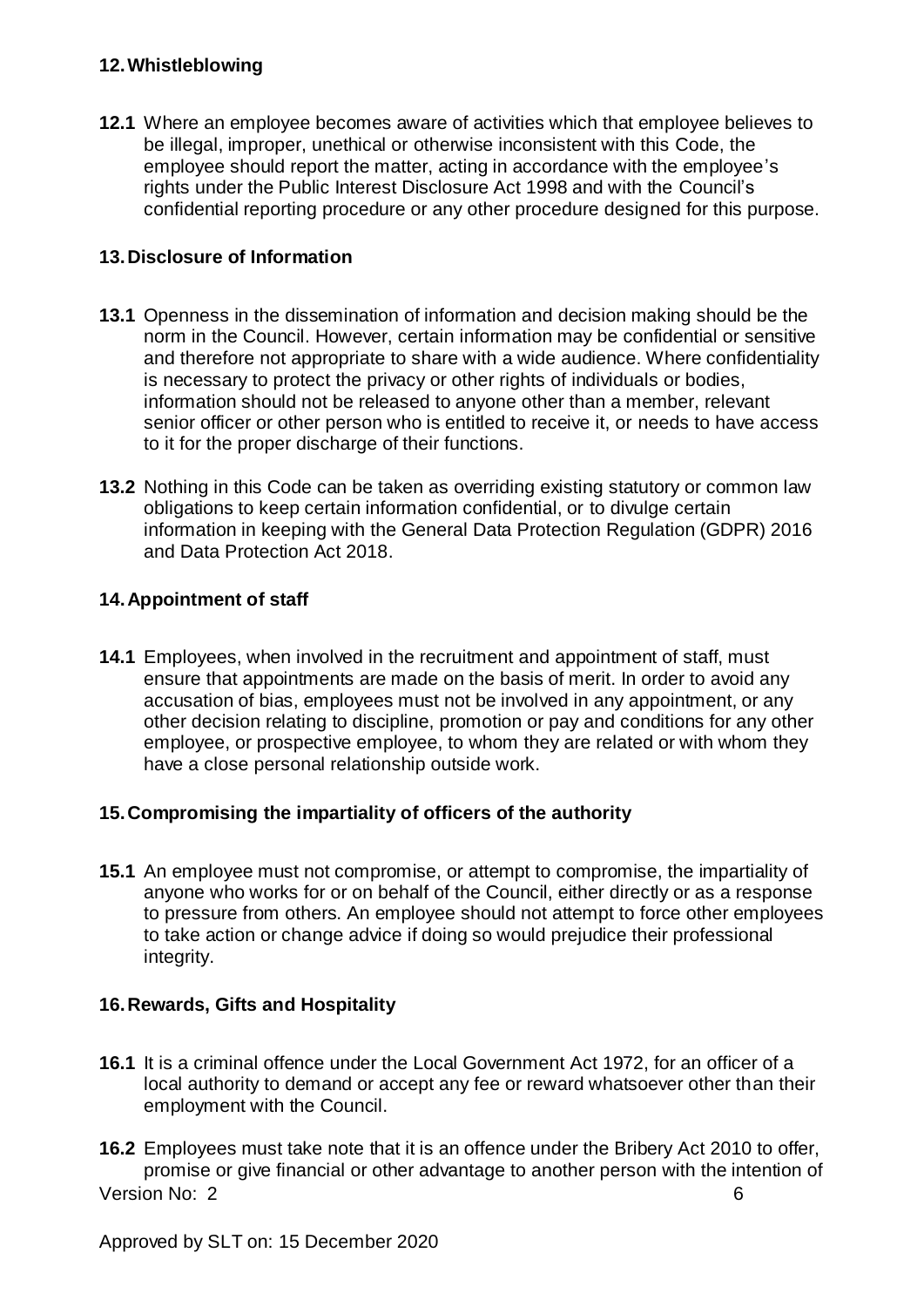## 12. Whistleblowing

**12.1** Where an employee becomes aware of activities which that employee believes to be illegal, improper, unethical or otherwise inconsistent with this Code, the employee should report the matter, acting in accordance with the employee's rights under the Public Interest Disclosure Act 1998 and with the Council's confidential reporting procedure or any other procedure designed for this purpose.

## 13. Disclosure of Information

**13.1** Openness in the dissemination of information and decision making should be the norm in the Council. However, certain information may be confidential or sensitive and therefore not appropriate to share with a wide audience. Where confidentiality is necessary to protect the privacy or other rights of individuals or bodies, information should not be released to anyone other than a member, relevant senior officer or other person who is entitled to receive it, or needs to have access to it for the proper discharge of their functions.

**13.2** Nothing in this Code can be taken as overriding existing statutory or common law obligations to keep certain information confidential, or to divulge certain information in keeping with the General Data Protection Regulation (GDPR) 2016 and Data Protection Act 2018.

## 14. Appointment of staff

**14.1** Employees, when involved in the recruitment and appointment of staff, must ensure that appointments are made on the basis of merit. In order to avoid any accusation of bias, employees must not be involved in any appointment, or any other decision relating to discipline, promotion or pay and conditions for any other employee, or prospective employee, to whom they are related or with whom they have a close personal relationship outside work.

## 15. Compromising the impartiality of officers of the authority

**15.1** An employee must not compromise, or attempt to compromise, the impartiality of anyone who works for or on behalf of the Council, either directly or as a response to pressure from others. An employee should not attempt to force other employees to take action or change advice if doing so would prejudice their professional integrity.

## 16. Rewards, Gifts and Hospitality

**16.1** It is a criminal offence under the Local Government Act 1972, for an officer of a local authority to demand or accept any fee or reward whatsoever other than their employment with the Council.

**16.2** Employees must take note that it is an offence under the Bribery Act 2010 to offer, promise or give financial or other advantage to another person with the intention of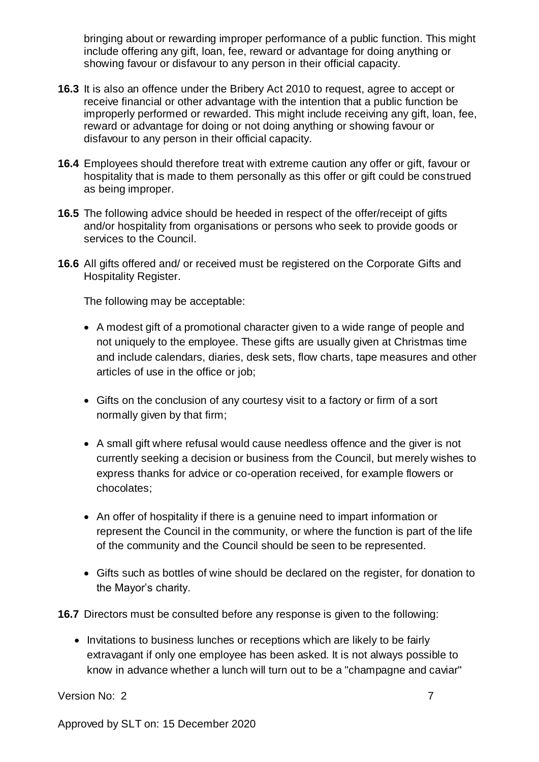bringing about or rewarding improper performance of a public function. This might include offering any gift, loan, fee, reward or advantage for doing anything or showing favour or disfavour to any person in their official capacity.

**16.3** It is also an offence under the Bribery Act 2010 to request, agree to accept or receive financial or other advantage with the intention that a public function be improperly performed or rewarded. This might include receiving any gift, loan, fee, reward or advantage for doing or not doing anything or showing favour or disfavour to any person in their official capacity.

**16.4** Employees should therefore treat with extreme caution any offer or gift, favour or hospitality that is made to them personally as this offer or gift could be construed as being improper.

**16.5** The following advice should be heeded in respect of the offer/receipt of gifts and/or hospitality from organisations or persons who seek to provide goods or services to the Council.

**16.6** All gifts offered and/ or received must be registered on the Corporate Gifts and Hospitality Register.

The following may be acceptable:

- A modest gift of a promotional character given to a wide range of people and not uniquely to the employee. These gifts are usually given at Christmas time and include calendars, diaries, desk sets, flow charts, tape measures and other articles of use in the office or job;
- Gifts on the conclusion of any courtesy visit to a factory or firm of a sort normally given by that firm;
- A small gift where refusal would cause needless offence and the giver is not currently seeking a decision or business from the Council, but merely wishes to express thanks for advice or co-operation received, for example flowers or chocolates;
- An offer of hospitality if there is a genuine need to impart information or represent the Council in the community, or where the function is part of the life of the community and the Council should be seen to be represented.
- Gifts such as bottles of wine should be declared on the register, for donation to the Mayor's charity.

**16.7** Directors must be consulted before any response is given to the following:

- Invitations to business lunches or receptions which are likely to be fairly extravagant if only one employee has been asked. It is not always possible to know in advance whether a lunch will turn out to be a "champagne and caviar"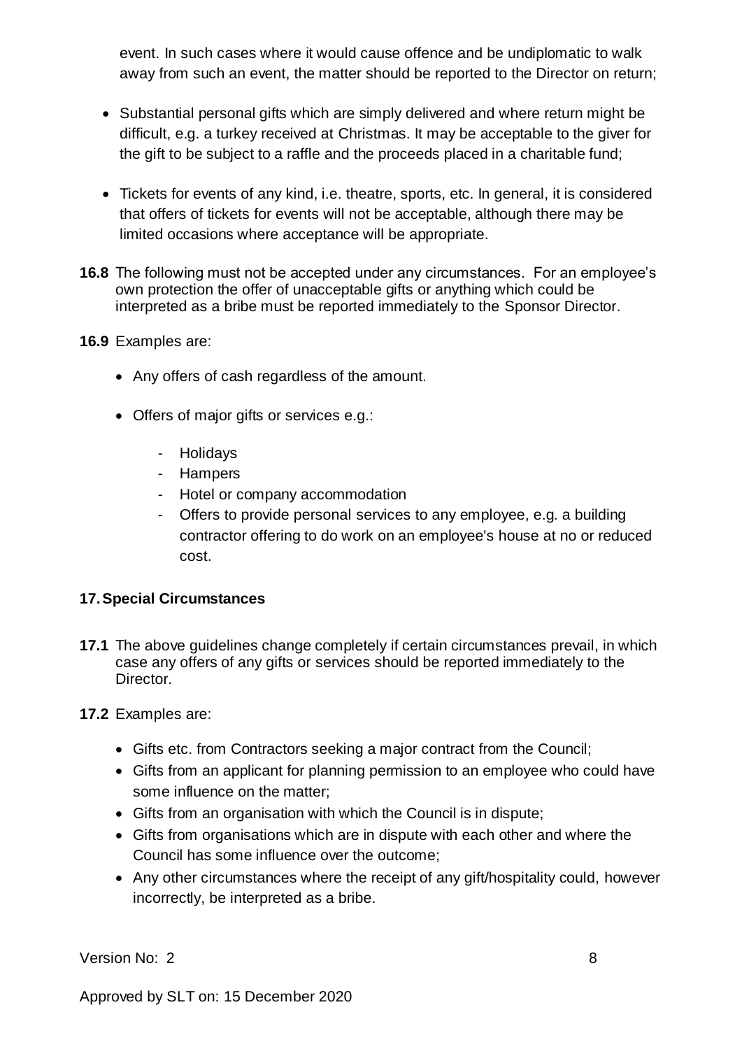event. In such cases where it would cause offence and be undiplomatic to walk away from such an event, the matter should be reported to the Director on return;

- Substantial personal gifts which are simply delivered and where return might be difficult, e.g. a turkey received at Christmas. It may be acceptable to the giver for the gift to be subject to a raffle and the proceeds placed in a charitable fund;

- Tickets for events of any kind, i.e. theatre, sports, etc. In general, it is considered that offers of tickets for events will not be acceptable, although there may be limited occasions where acceptance will be appropriate.

**16.8** The following must not be accepted under any circumstances. For an employee's own protection the offer of unacceptable gifts or anything which could be interpreted as a bribe must be reported immediately to the Sponsor Director.

**16.9** Examples are:

- Any offers of cash regardless of the amount.

- Offers of major gifts or services e.g.:

  - Holidays
  - Hampers
  - Hotel or company accommodation
  - Offers to provide personal services to any employee, e.g. a building contractor offering to do work on an employee's house at no or reduced cost.

## 17. Special Circumstances

**17.1** The above guidelines change completely if certain circumstances prevail, in which case any offers of any gifts or services should be reported immediately to the Director.

**17.2** Examples are:

- Gifts etc. from Contractors seeking a major contract from the Council;
- Gifts from an applicant for planning permission to an employee who could have some influence on the matter;
- Gifts from an organisation with which the Council is in dispute;
- Gifts from organisations which are in dispute with each other and where the Council has some influence over the outcome;
- Any other circumstances where the receipt of any gift/hospitality could, however incorrectly, be interpreted as a bribe.

Version No: 2

Approved by SLT on: 15 December 2020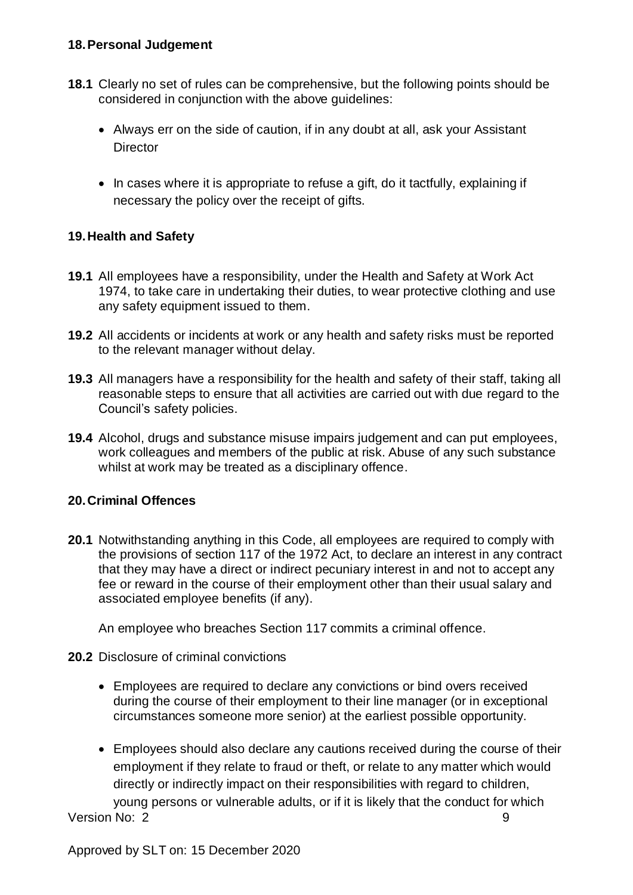## 18. Personal Judgement

**18.1** Clearly no set of rules can be comprehensive, but the following points should be considered in conjunction with the above guidelines:

- Always err on the side of caution, if in any doubt at all, ask your Assistant Director
- In cases where it is appropriate to refuse a gift, do it tactfully, explaining if necessary the policy over the receipt of gifts.

## 19. Health and Safety

**19.1** All employees have a responsibility, under the Health and Safety at Work Act 1974, to take care in undertaking their duties, to wear protective clothing and use any safety equipment issued to them.

**19.2** All accidents or incidents at work or any health and safety risks must be reported to the relevant manager without delay.

**19.3** All managers have a responsibility for the health and safety of their staff, taking all reasonable steps to ensure that all activities are carried out with due regard to the Council's safety policies.

**19.4** Alcohol, drugs and substance misuse impairs judgement and can put employees, work colleagues and members of the public at risk. Abuse of any such substance whilst at work may be treated as a disciplinary offence.

## 20. Criminal Offences

**20.1** Notwithstanding anything in this Code, all employees are required to comply with the provisions of section 117 of the 1972 Act, to declare an interest in any contract that they may have a direct or indirect pecuniary interest in and not to accept any fee or reward in the course of their employment other than their usual salary and associated employee benefits (if any).

An employee who breaches Section 117 commits a criminal offence.

**20.2** Disclosure of criminal convictions

- Employees are required to declare any convictions or bind overs received during the course of their employment to their line manager (or in exceptional circumstances someone more senior) at the earliest possible opportunity.
- Employees should also declare any cautions received during the course of their employment if they relate to fraud or theft, or relate to any matter which would directly or indirectly impact on their responsibilities with regard to children, young persons or vulnerable adults, or if it is likely that the conduct for which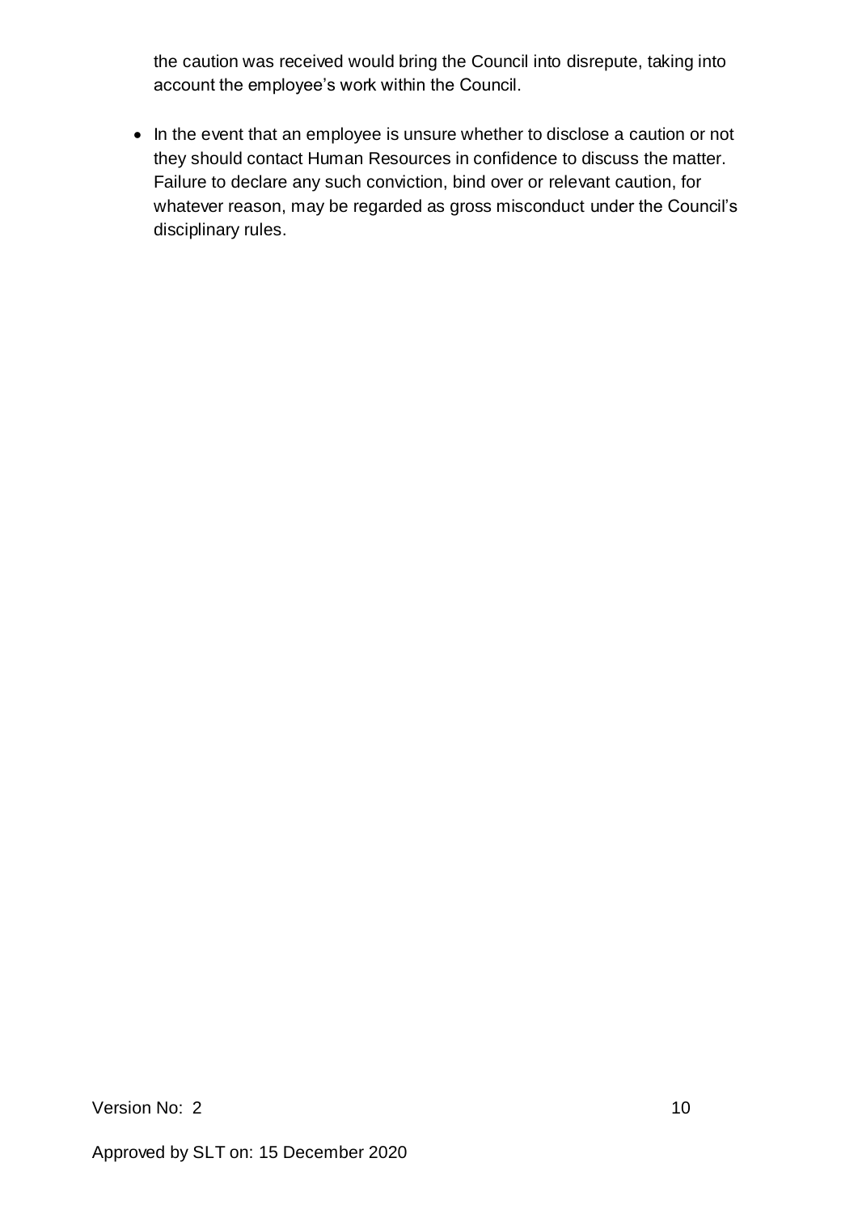the caution was received would bring the Council into disrepute, taking into account the employee's work within the Council.

- In the event that an employee is unsure whether to disclose a caution or not they should contact Human Resources in confidence to discuss the matter. Failure to declare any such conviction, bind over or relevant caution, for whatever reason, may be regarded as gross misconduct under the Council's disciplinary rules.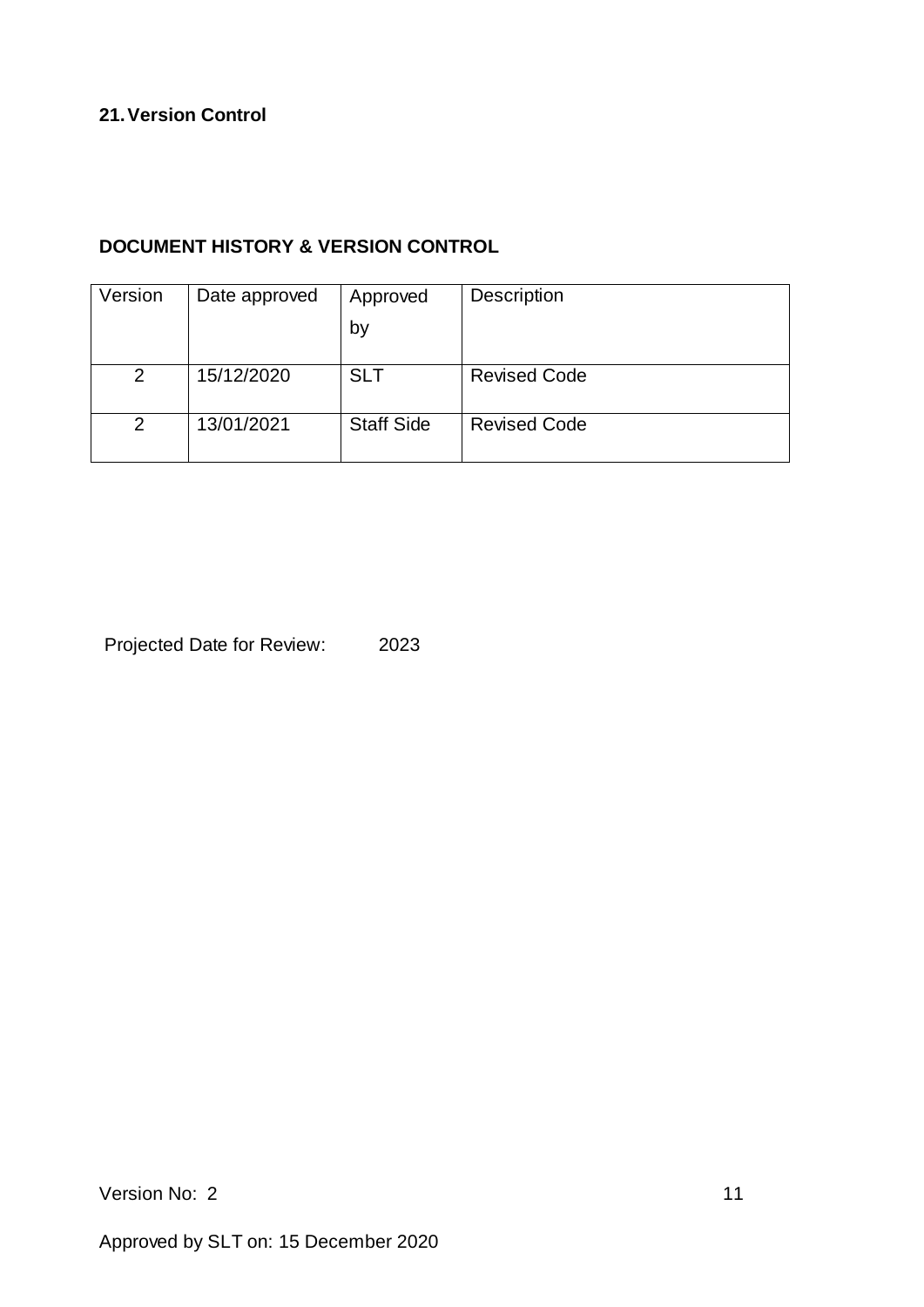## 21. Version Control

### DOCUMENT HISTORY & VERSION CONTROL

| Version | Date approved | Approved by | Description |
| --- | --- | --- | --- |
| 2 | 15/12/2020 | SLT | Revised Code |
| 2 | 13/01/2021 | Staff Side | Revised Code |

Projected Date for Review: 2023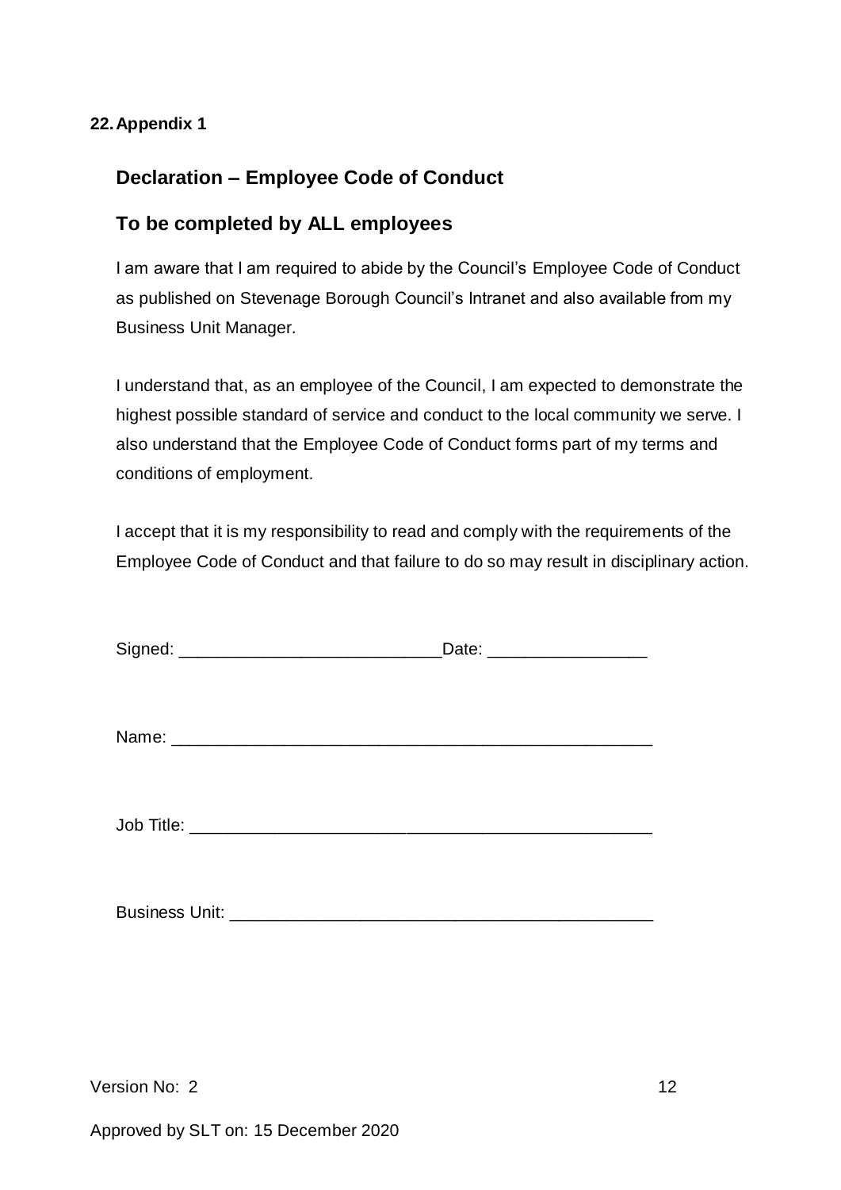## 22. Appendix 1

### Declaration – Employee Code of Conduct

### To be completed by ALL employees

I am aware that I am required to abide by the Council's Employee Code of Conduct as published on Stevenage Borough Council's Intranet and also available from my Business Unit Manager.

I understand that, as an employee of the Council, I am expected to demonstrate the highest possible standard of service and conduct to the local community we serve. I also understand that the Employee Code of Conduct forms part of my terms and conditions of employment.

I accept that it is my responsibility to read and comply with the requirements of the Employee Code of Conduct and that failure to do so may result in disciplinary action.

Signed: ____________________________Date: _________________

Name: ____________________________________________________

Job Title: _________________________________________________

Business Unit: _____________________________________________

Version No: 2

Approved by SLT on: 15 December 2020